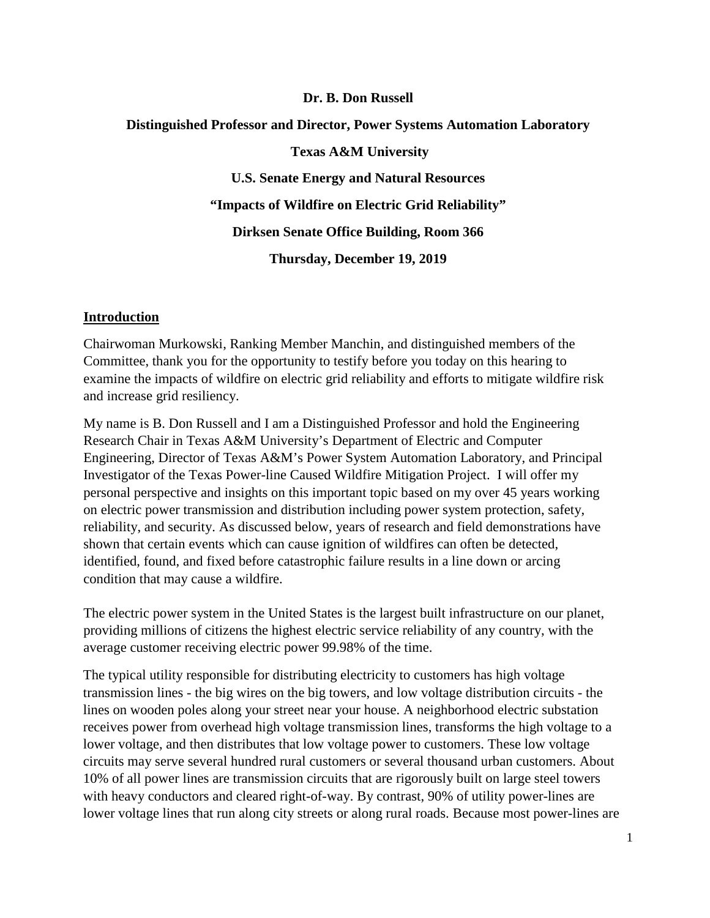**Dr. B. Don Russell**

**Distinguished Professor and Director, Power Systems Automation Laboratory**

**Texas A&M University**

**U.S. Senate Energy and Natural Resources**

**"Impacts of Wildfire on Electric Grid Reliability"**

**Dirksen Senate Office Building, Room 366**

**Thursday, December 19, 2019**

## Introduction

Chairwoman Murkowski, Ranking Member Manchin, and distinguished members of the Committee, thank you for the opportunity to testify before you today on this hearing to examine the impacts of wildfire on electric grid reliability and efforts to mitigate wildfire risk and increase grid resiliency.

My name is B. Don Russell and I am a Distinguished Professor and hold the Engineering Research Chair in Texas A&M University's Department of Electric and Computer Engineering, Director of Texas A&M's Power System Automation Laboratory, and Principal Investigator of the Texas Power-line Caused Wildfire Mitigation Project. I will offer my personal perspective and insights on this important topic based on my over 45 years working on electric power transmission and distribution including power system protection, safety, reliability, and security. As discussed below, years of research and field demonstrations have shown that certain events which can cause ignition of wildfires can often be detected, identified, found, and fixed before catastrophic failure results in a line down or arcing condition that may cause a wildfire.

The electric power system in the United States is the largest built infrastructure on our planet, providing millions of citizens the highest electric service reliability of any country, with the average customer receiving electric power 99.98% of the time.

The typical utility responsible for distributing electricity to customers has high voltage transmission lines - the big wires on the big towers, and low voltage distribution circuits - the lines on wooden poles along your street near your house. A neighborhood electric substation receives power from overhead high voltage transmission lines, transforms the high voltage to a lower voltage, and then distributes that low voltage power to customers. These low voltage circuits may serve several hundred rural customers or several thousand urban customers. About 10% of all power lines are transmission circuits that are rigorously built on large steel towers with heavy conductors and cleared right-of-way. By contrast, 90% of utility power-lines are lower voltage lines that run along city streets or along rural roads. Because most power-lines are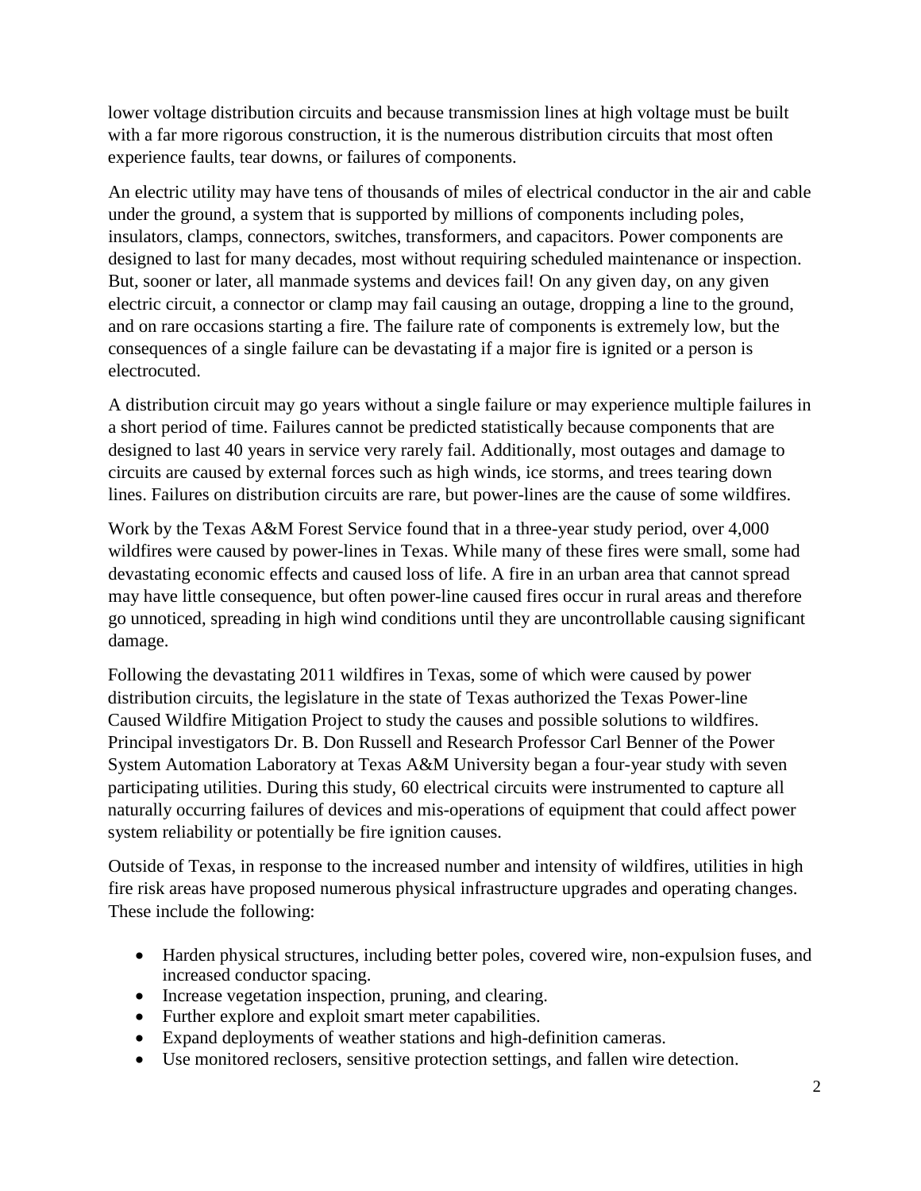lower voltage distribution circuits and because transmission lines at high voltage must be built with a far more rigorous construction, it is the numerous distribution circuits that most often experience faults, tear downs, or failures of components.

An electric utility may have tens of thousands of miles of electrical conductor in the air and cable under the ground, a system that is supported by millions of components including poles, insulators, clamps, connectors, switches, transformers, and capacitors. Power components are designed to last for many decades, most without requiring scheduled maintenance or inspection. But, sooner or later, all manmade systems and devices fail! On any given day, on any given electric circuit, a connector or clamp may fail causing an outage, dropping a line to the ground, and on rare occasions starting a fire. The failure rate of components is extremely low, but the consequences of a single failure can be devastating if a major fire is ignited or a person is electrocuted.

A distribution circuit may go years without a single failure or may experience multiple failures in a short period of time. Failures cannot be predicted statistically because components that are designed to last 40 years in service very rarely fail. Additionally, most outages and damage to circuits are caused by external forces such as high winds, ice storms, and trees tearing down lines. Failures on distribution circuits are rare, but power-lines are the cause of some wildfires.

Work by the Texas A&M Forest Service found that in a three-year study period, over 4,000 wildfires were caused by power-lines in Texas. While many of these fires were small, some had devastating economic effects and caused loss of life. A fire in an urban area that cannot spread may have little consequence, but often power-line caused fires occur in rural areas and therefore go unnoticed, spreading in high wind conditions until they are uncontrollable causing significant damage.

Following the devastating 2011 wildfires in Texas, some of which were caused by power distribution circuits, the legislature in the state of Texas authorized the Texas Power-line Caused Wildfire Mitigation Project to study the causes and possible solutions to wildfires. Principal investigators Dr. B. Don Russell and Research Professor Carl Benner of the Power System Automation Laboratory at Texas A&M University began a four-year study with seven participating utilities. During this study, 60 electrical circuits were instrumented to capture all naturally occurring failures of devices and mis-operations of equipment that could affect power system reliability or potentially be fire ignition causes.

Outside of Texas, in response to the increased number and intensity of wildfires, utilities in high fire risk areas have proposed numerous physical infrastructure upgrades and operating changes. These include the following:

- Harden physical structures, including better poles, covered wire, non-expulsion fuses, and increased conductor spacing.
- Increase vegetation inspection, pruning, and clearing.
- Further explore and exploit smart meter capabilities.
- Expand deployments of weather stations and high-definition cameras.
- Use monitored reclosers, sensitive protection settings, and fallen wire detection.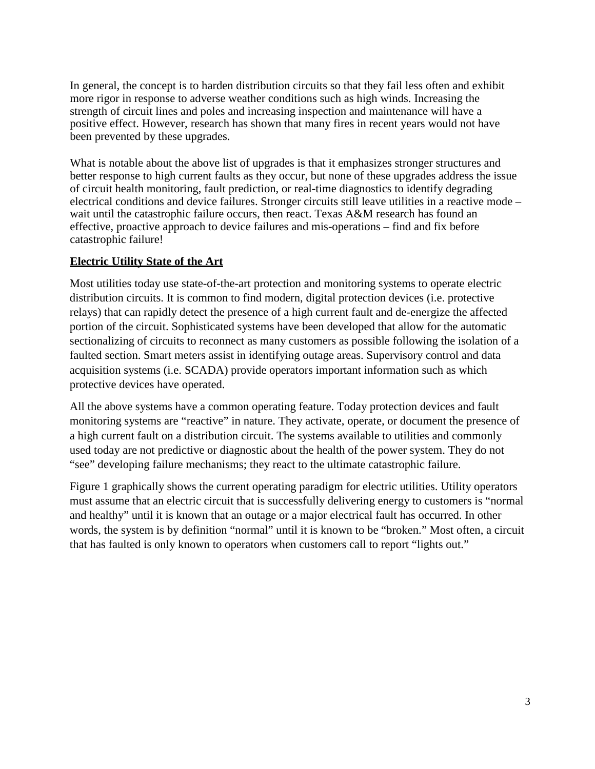In general, the concept is to harden distribution circuits so that they fail less often and exhibit more rigor in response to adverse weather conditions such as high winds. Increasing the strength of circuit lines and poles and increasing inspection and maintenance will have a positive effect. However, research has shown that many fires in recent years would not have been prevented by these upgrades.

What is notable about the above list of upgrades is that it emphasizes stronger structures and better response to high current faults as they occur, but none of these upgrades address the issue of circuit health monitoring, fault prediction, or real-time diagnostics to identify degrading electrical conditions and device failures. Stronger circuits still leave utilities in a reactive mode – wait until the catastrophic failure occurs, then react. Texas A&M research has found an effective, proactive approach to device failures and mis-operations – find and fix before catastrophic failure!

## Electric Utility State of the Art

Most utilities today use state-of-the-art protection and monitoring systems to operate electric distribution circuits. It is common to find modern, digital protection devices (i.e. protective relays) that can rapidly detect the presence of a high current fault and de-energize the affected portion of the circuit. Sophisticated systems have been developed that allow for the automatic sectionalizing of circuits to reconnect as many customers as possible following the isolation of a faulted section. Smart meters assist in identifying outage areas. Supervisory control and data acquisition systems (i.e. SCADA) provide operators important information such as which protective devices have operated.

All the above systems have a common operating feature. Today protection devices and fault monitoring systems are "reactive" in nature. They activate, operate, or document the presence of a high current fault on a distribution circuit. The systems available to utilities and commonly used today are not predictive or diagnostic about the health of the power system. They do not "see" developing failure mechanisms; they react to the ultimate catastrophic failure.

Figure 1 graphically shows the current operating paradigm for electric utilities. Utility operators must assume that an electric circuit that is successfully delivering energy to customers is "normal and healthy" until it is known that an outage or a major electrical fault has occurred. In other words, the system is by definition "normal" until it is known to be "broken." Most often, a circuit that has faulted is only known to operators when customers call to report "lights out."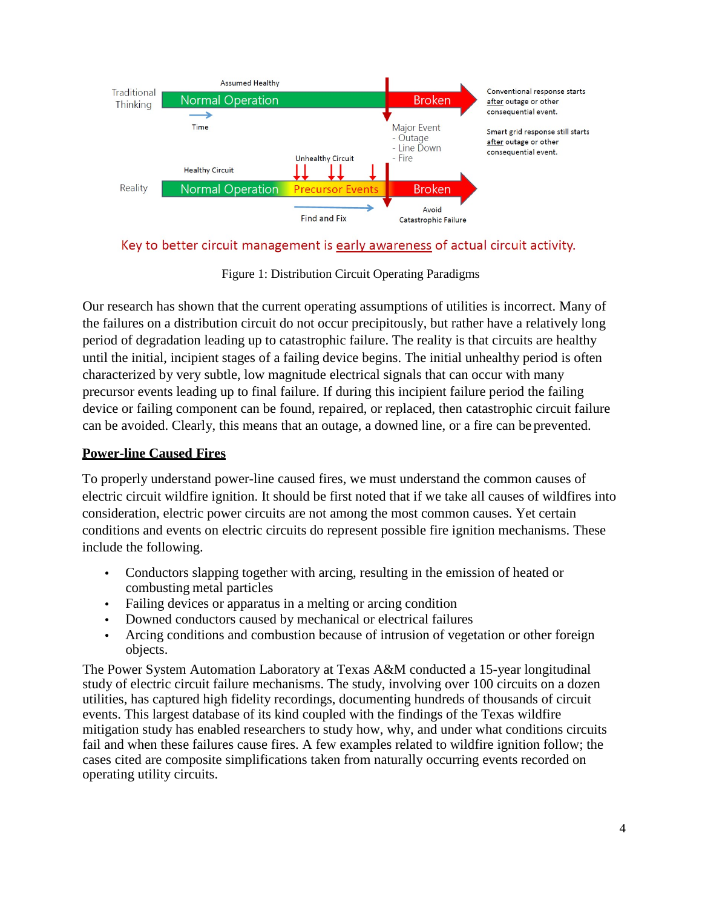Key to better circuit management is early awareness of actual circuit activity.

Figure 1: Distribution Circuit Operating Paradigms

Our research has shown that the current operating assumptions of utilities is incorrect. Many of the failures on a distribution circuit do not occur precipitously, but rather have a relatively long period of degradation leading up to catastrophic failure. The reality is that circuits are healthy until the initial, incipient stages of a failing device begins. The initial unhealthy period is often characterized by very subtle, low magnitude electrical signals that can occur with many precursor events leading up to final failure. If during this incipient failure period the failing device or failing component can be found, repaired, or replaced, then catastrophic circuit failure can be avoided. Clearly, this means that an outage, a downed line, or a fire can be prevented.

## Power-line Caused Fires

To properly understand power-line caused fires, we must understand the common causes of electric circuit wildfire ignition. It should be first noted that if we take all causes of wildfires into consideration, electric power circuits are not among the most common causes. Yet certain conditions and events on electric circuits do represent possible fire ignition mechanisms. These include the following.

- Conductors slapping together with arcing, resulting in the emission of heated or combusting metal particles
- Failing devices or apparatus in a melting or arcing condition
- Downed conductors caused by mechanical or electrical failures
- Arcing conditions and combustion because of intrusion of vegetation or other foreign objects.

The Power System Automation Laboratory at Texas A&M conducted a 15-year longitudinal study of electric circuit failure mechanisms. The study, involving over 100 circuits on a dozen utilities, has captured high fidelity recordings, documenting hundreds of thousands of circuit events. This largest database of its kind coupled with the findings of the Texas wildfire mitigation study has enabled researchers to study how, why, and under what conditions circuits fail and when these failures cause fires. A few examples related to wildfire ignition follow; the cases cited are composite simplifications taken from naturally occurring events recorded on operating utility circuits.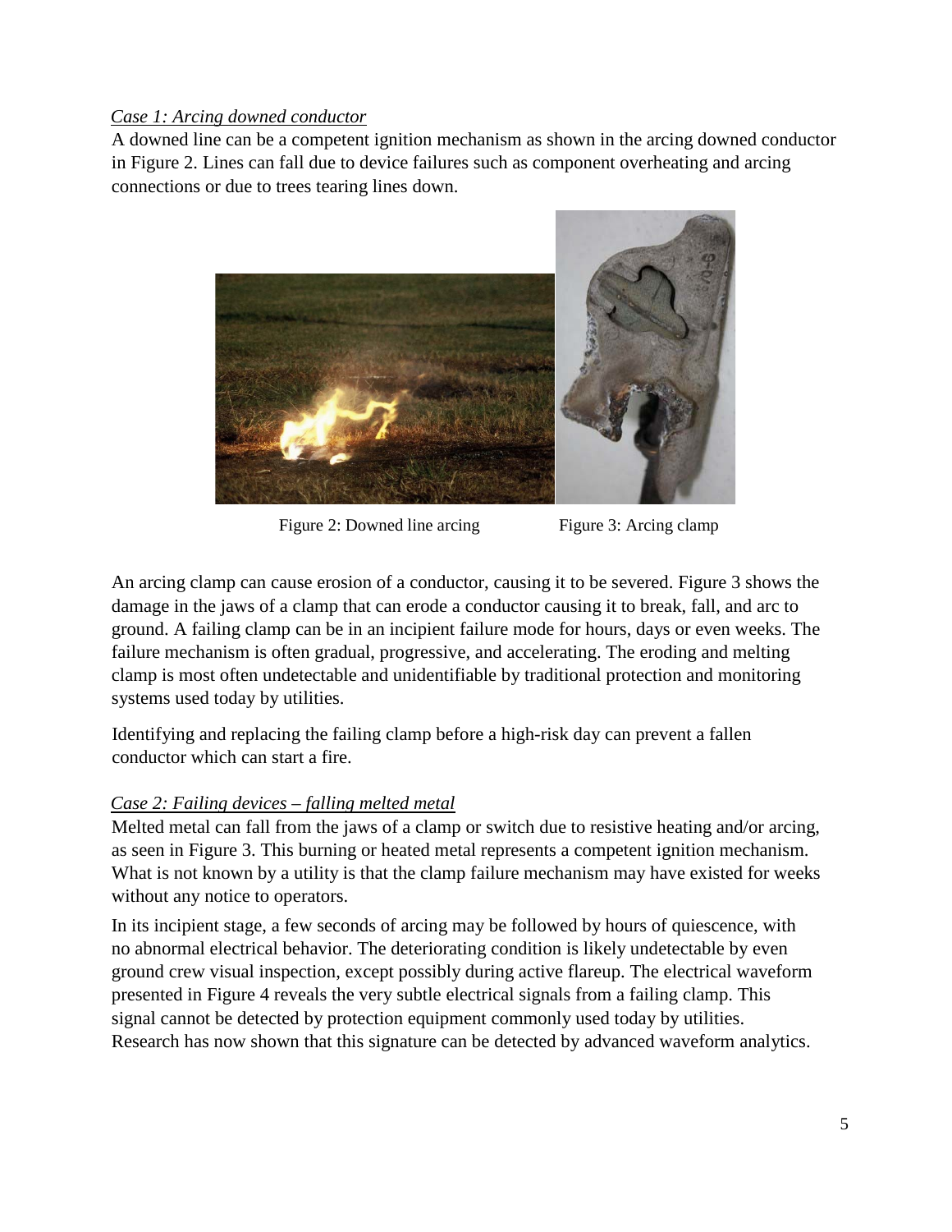*Case 1: Arcing downed conductor*

A downed line can be a competent ignition mechanism as shown in the arcing downed conductor in Figure 2. Lines can fall due to device failures such as component overheating and arcing connections or due to trees tearing lines down.

Figure 2: Downed line arcing

Figure 3: Arcing clamp

An arcing clamp can cause erosion of a conductor, causing it to be severed. Figure 3 shows the damage in the jaws of a clamp that can erode a conductor causing it to break, fall, and arc to ground. A failing clamp can be in an incipient failure mode for hours, days or even weeks. The failure mechanism is often gradual, progressive, and accelerating. The eroding and melting clamp is most often undetectable and unidentifiable by traditional protection and monitoring systems used today by utilities.

Identifying and replacing the failing clamp before a high-risk day can prevent a fallen conductor which can start a fire.

*Case 2: Failing devices – falling melted metal*

Melted metal can fall from the jaws of a clamp or switch due to resistive heating and/or arcing, as seen in Figure 3. This burning or heated metal represents a competent ignition mechanism. What is not known by a utility is that the clamp failure mechanism may have existed for weeks without any notice to operators.

In its incipient stage, a few seconds of arcing may be followed by hours of quiescence, with no abnormal electrical behavior. The deteriorating condition is likely undetectable by even ground crew visual inspection, except possibly during active flareup. The electrical waveform presented in Figure 4 reveals the very subtle electrical signals from a failing clamp. This signal cannot be detected by protection equipment commonly used today by utilities. Research has now shown that this signature can be detected by advanced waveform analytics.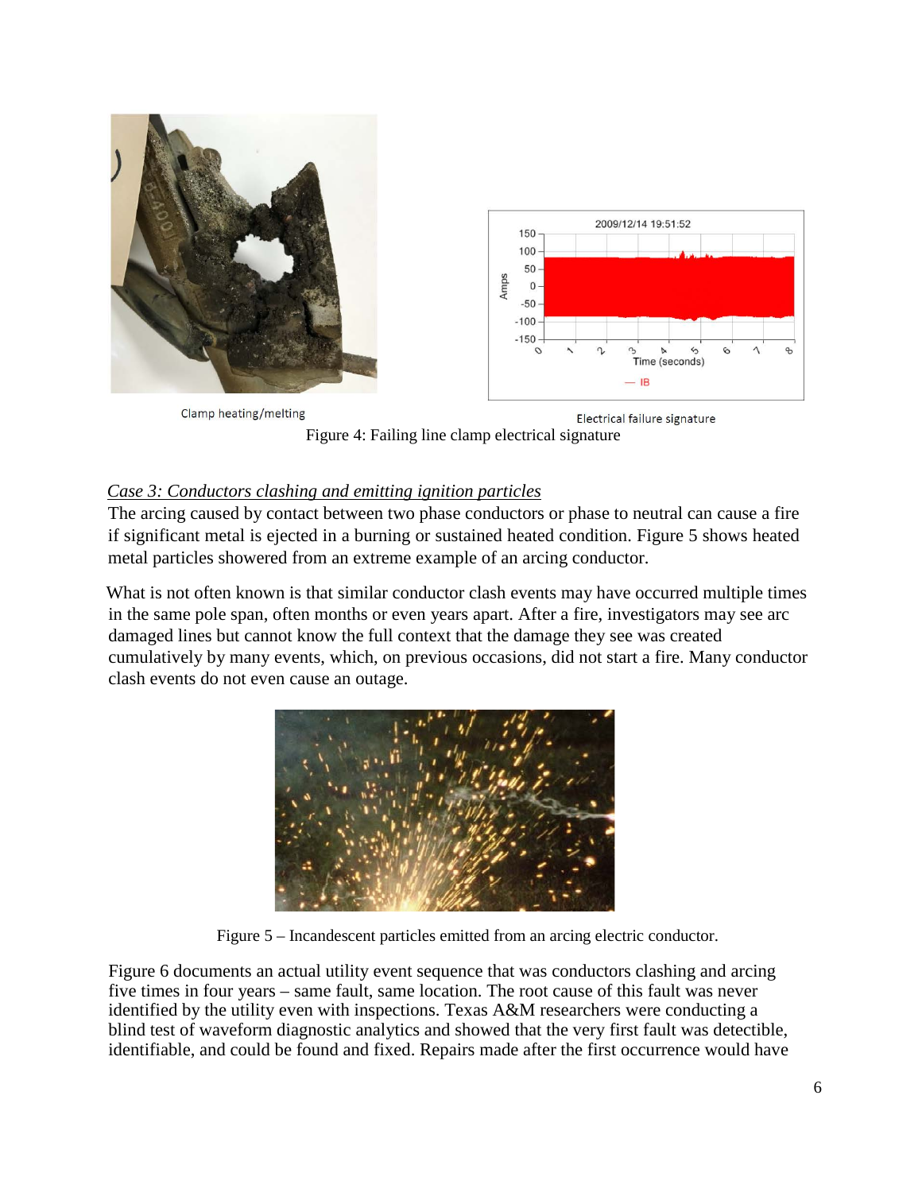Clamp heating/melting

Electrical failure signature

Figure 4: Failing line clamp electrical signature

*Case 3: Conductors clashing and emitting ignition particles*

The arcing caused by contact between two phase conductors or phase to neutral can cause a fire if significant metal is ejected in a burning or sustained heated condition. Figure 5 shows heated metal particles showered from an extreme example of an arcing conductor.

What is not often known is that similar conductor clash events may have occurred multiple times in the same pole span, often months or even years apart. After a fire, investigators may see arc damaged lines but cannot know the full context that the damage they see was created cumulatively by many events, which, on previous occasions, did not start a fire. Many conductor clash events do not even cause an outage.

Figure 5 – Incandescent particles emitted from an arcing electric conductor.

Figure 6 documents an actual utility event sequence that was conductors clashing and arcing five times in four years – same fault, same location. The root cause of this fault was never identified by the utility even with inspections. Texas A&M researchers were conducting a blind test of waveform diagnostic analytics and showed that the very first fault was detectible, identifiable, and could be found and fixed. Repairs made after the first occurrence would have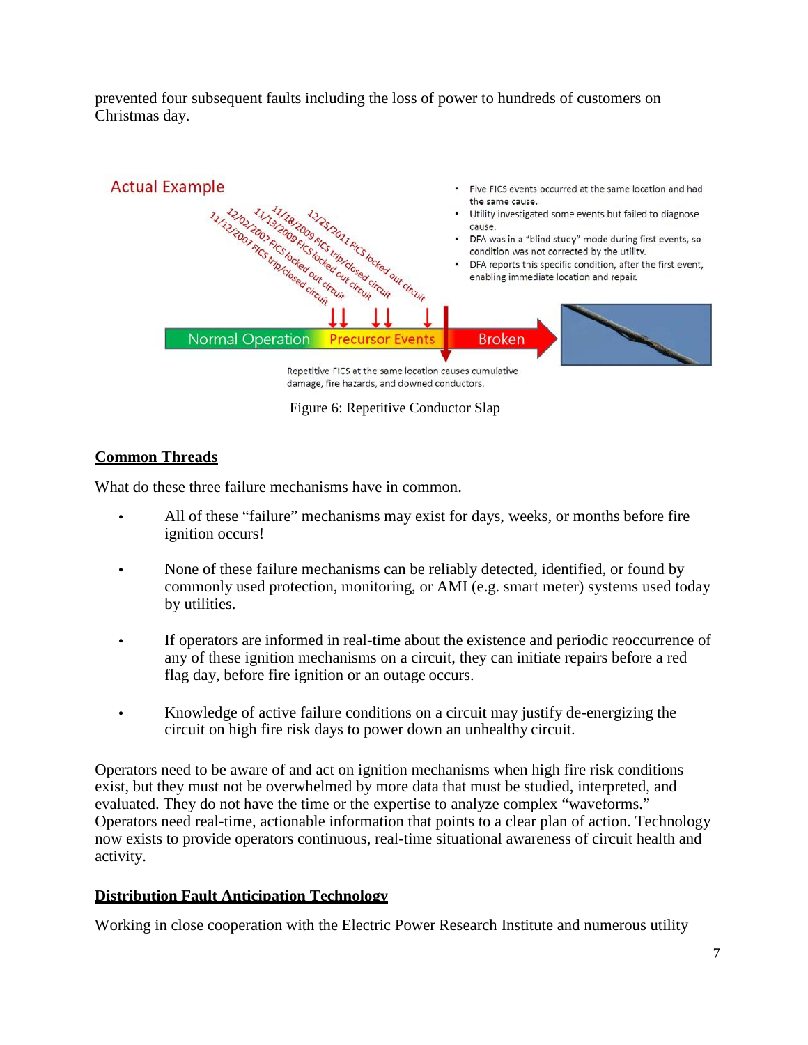prevented four subsequent faults including the loss of power to hundreds of customers on Christmas day.

Figure 6: Repetitive Conductor Slap

## Common Threads

What do these three failure mechanisms have in common.

- All of these "failure" mechanisms may exist for days, weeks, or months before fire ignition occurs!
- None of these failure mechanisms can be reliably detected, identified, or found by commonly used protection, monitoring, or AMI (e.g. smart meter) systems used today by utilities.
- If operators are informed in real-time about the existence and periodic reoccurrence of any of these ignition mechanisms on a circuit, they can initiate repairs before a red flag day, before fire ignition or an outage occurs.
- Knowledge of active failure conditions on a circuit may justify de-energizing the circuit on high fire risk days to power down an unhealthy circuit.

Operators need to be aware of and act on ignition mechanisms when high fire risk conditions exist, but they must not be overwhelmed by more data that must be studied, interpreted, and evaluated. They do not have the time or the expertise to analyze complex "waveforms." Operators need real-time, actionable information that points to a clear plan of action. Technology now exists to provide operators continuous, real-time situational awareness of circuit health and activity.

## Distribution Fault Anticipation Technology

Working in close cooperation with the Electric Power Research Institute and numerous utility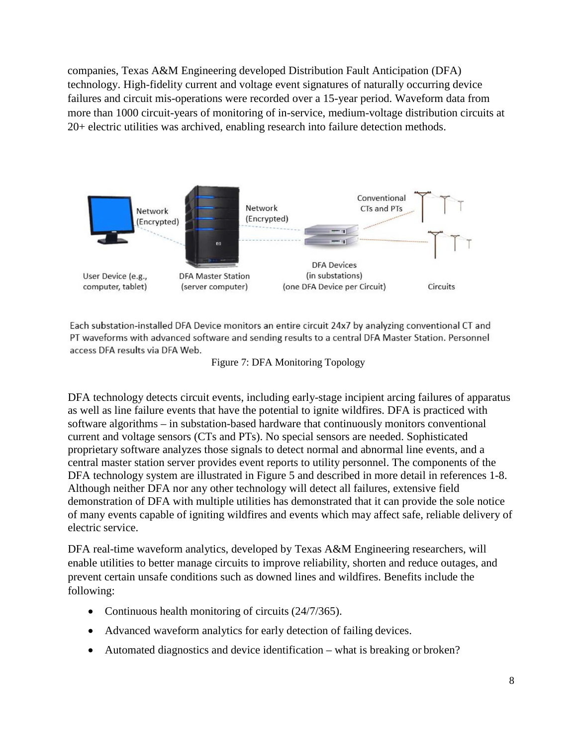companies, Texas A&M Engineering developed Distribution Fault Anticipation (DFA) technology. High-fidelity current and voltage event signatures of naturally occurring device failures and circuit mis-operations were recorded over a 15-year period. Waveform data from more than 1000 circuit-years of monitoring of in-service, medium-voltage distribution circuits at 20+ electric utilities was archived, enabling research into failure detection methods.

Each substation-installed DFA Device monitors an entire circuit 24x7 by analyzing conventional CT and PT waveforms with advanced software and sending results to a central DFA Master Station. Personnel access DFA results via DFA Web.

Figure 7: DFA Monitoring Topology

DFA technology detects circuit events, including early-stage incipient arcing failures of apparatus as well as line failure events that have the potential to ignite wildfires. DFA is practiced with software algorithms – in substation-based hardware that continuously monitors conventional current and voltage sensors (CTs and PTs). No special sensors are needed. Sophisticated proprietary software analyzes those signals to detect normal and abnormal line events, and a central master station server provides event reports to utility personnel. The components of the DFA technology system are illustrated in Figure 5 and described in more detail in references 1-8. Although neither DFA nor any other technology will detect all failures, extensive field demonstration of DFA with multiple utilities has demonstrated that it can provide the sole notice of many events capable of igniting wildfires and events which may affect safe, reliable delivery of electric service.

DFA real-time waveform analytics, developed by Texas A&M Engineering researchers, will enable utilities to better manage circuits to improve reliability, shorten and reduce outages, and prevent certain unsafe conditions such as downed lines and wildfires. Benefits include the following:

- Continuous health monitoring of circuits (24/7/365).
- Advanced waveform analytics for early detection of failing devices.
- Automated diagnostics and device identification – what is breaking or broken?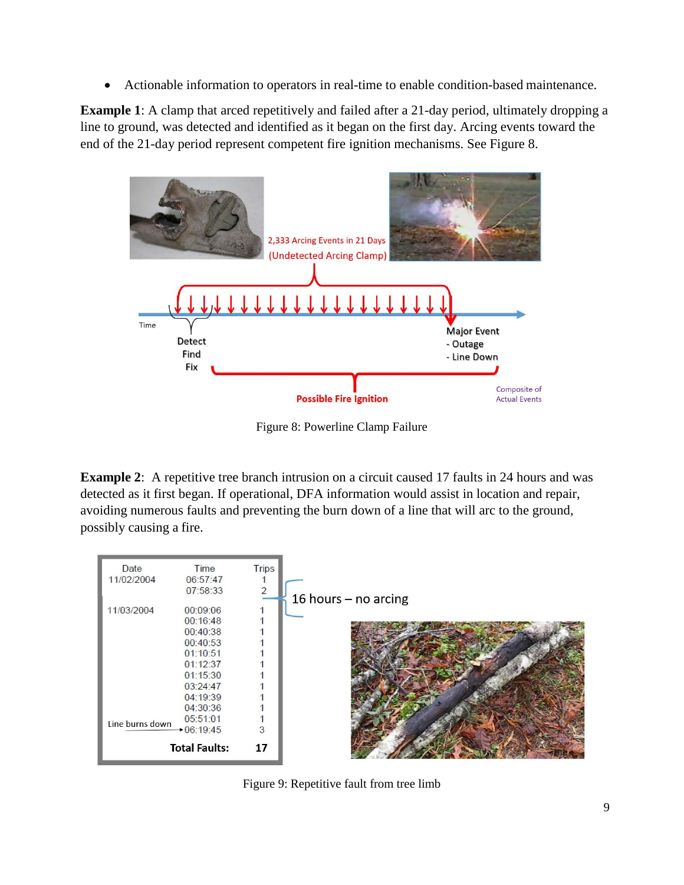- Actionable information to operators in real-time to enable condition-based maintenance.

**Example 1**: A clamp that arced repetitively and failed after a 21-day period, ultimately dropping a line to ground, was detected and identified as it began on the first day. Arcing events toward the end of the 21-day period represent competent fire ignition mechanisms. See Figure 8.

Figure 8: Powerline Clamp Failure

**Example 2**: A repetitive tree branch intrusion on a circuit caused 17 faults in 24 hours and was detected as it first began. If operational, DFA information would assist in location and repair, avoiding numerous faults and preventing the burn down of a line that will arc to the ground, possibly causing a fire.

| Date | Time | Trips |
|---|---|---|
| 11/02/2004 | 06:57:47 | 1 |
| | 07:58:33 | 2 |
| 11/03/2004 | 00:09:06 | 1 |
| | 00:16:48 | 1 |
| | 00:40:38 | 1 |
| | 00:40:53 | 1 |
| | 01:10:51 | 1 |
| | 01:12:37 | 1 |
| | 01:15:30 | 1 |
| | 03:24:47 | 1 |
| | 04:19:39 | 1 |
| | 04:30:36 | 1 |
| | 05:51:01 | 1 |
| Line burns down | 06:19:45 | 3 |
| | **Total Faults:** | **17** |

16 hours – no arcing

Figure 9: Repetitive fault from tree limb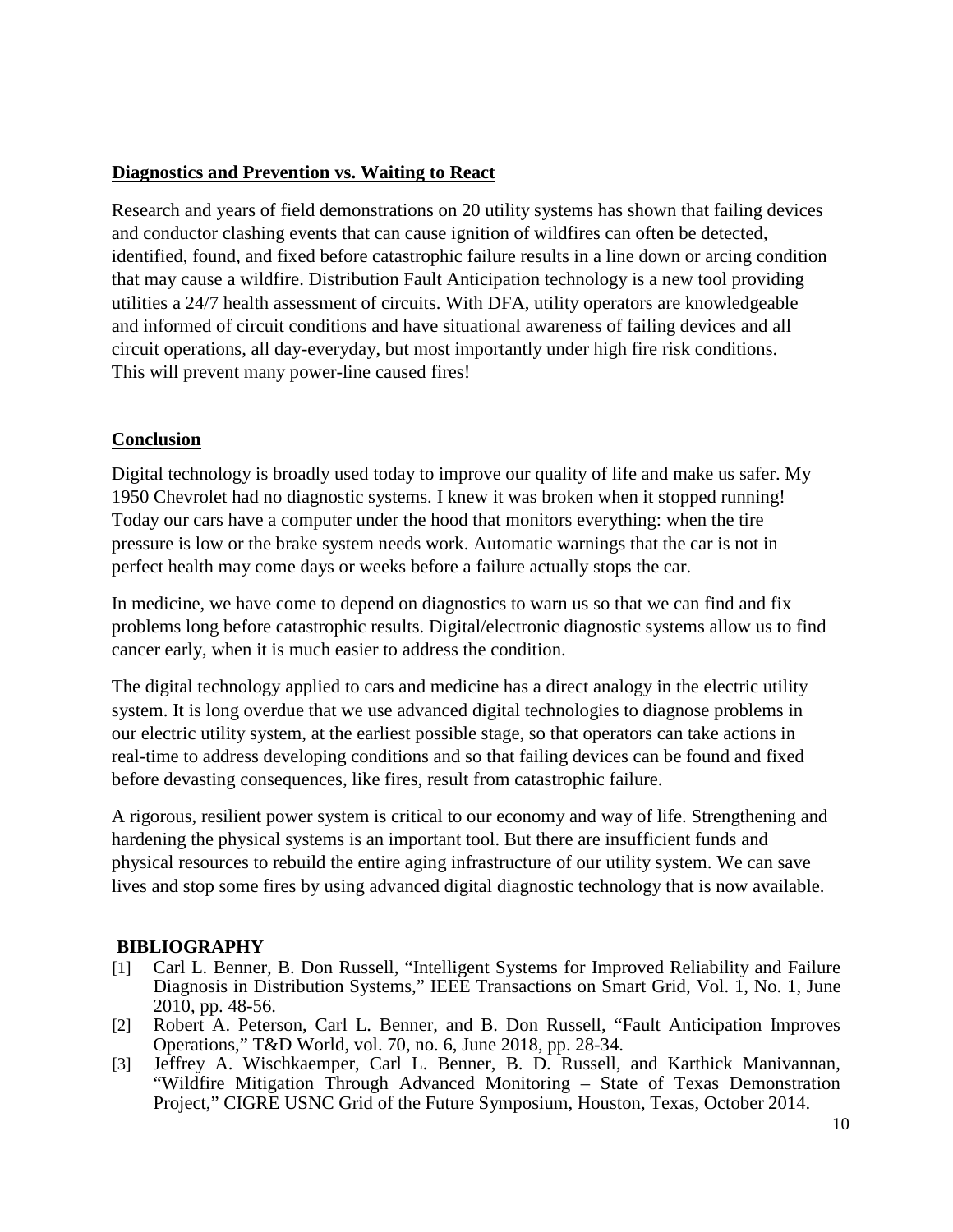## Diagnostics and Prevention vs. Waiting to React

Research and years of field demonstrations on 20 utility systems has shown that failing devices and conductor clashing events that can cause ignition of wildfires can often be detected, identified, found, and fixed before catastrophic failure results in a line down or arcing condition that may cause a wildfire. Distribution Fault Anticipation technology is a new tool providing utilities a 24/7 health assessment of circuits. With DFA, utility operators are knowledgeable and informed of circuit conditions and have situational awareness of failing devices and all circuit operations, all day-everyday, but most importantly under high fire risk conditions. This will prevent many power-line caused fires!

## Conclusion

Digital technology is broadly used today to improve our quality of life and make us safer. My 1950 Chevrolet had no diagnostic systems. I knew it was broken when it stopped running! Today our cars have a computer under the hood that monitors everything: when the tire pressure is low or the brake system needs work. Automatic warnings that the car is not in perfect health may come days or weeks before a failure actually stops the car.

In medicine, we have come to depend on diagnostics to warn us so that we can find and fix problems long before catastrophic results. Digital/electronic diagnostic systems allow us to find cancer early, when it is much easier to address the condition.

The digital technology applied to cars and medicine has a direct analogy in the electric utility system. It is long overdue that we use advanced digital technologies to diagnose problems in our electric utility system, at the earliest possible stage, so that operators can take actions in real-time to address developing conditions and so that failing devices can be found and fixed before devasting consequences, like fires, result from catastrophic failure.

A rigorous, resilient power system is critical to our economy and way of life. Strengthening and hardening the physical systems is an important tool. But there are insufficient funds and physical resources to rebuild the entire aging infrastructure of our utility system. We can save lives and stop some fires by using advanced digital diagnostic technology that is now available.

## BIBLIOGRAPHY

[1] Carl L. Benner, B. Don Russell, "Intelligent Systems for Improved Reliability and Failure Diagnosis in Distribution Systems," IEEE Transactions on Smart Grid, Vol. 1, No. 1, June 2010, pp. 48-56.

[2] Robert A. Peterson, Carl L. Benner, and B. Don Russell, "Fault Anticipation Improves Operations," T&D World, vol. 70, no. 6, June 2018, pp. 28-34.

[3] Jeffrey A. Wischkaemper, Carl L. Benner, B. D. Russell, and Karthick Manivannan, "Wildfire Mitigation Through Advanced Monitoring – State of Texas Demonstration Project," CIGRE USNC Grid of the Future Symposium, Houston, Texas, October 2014.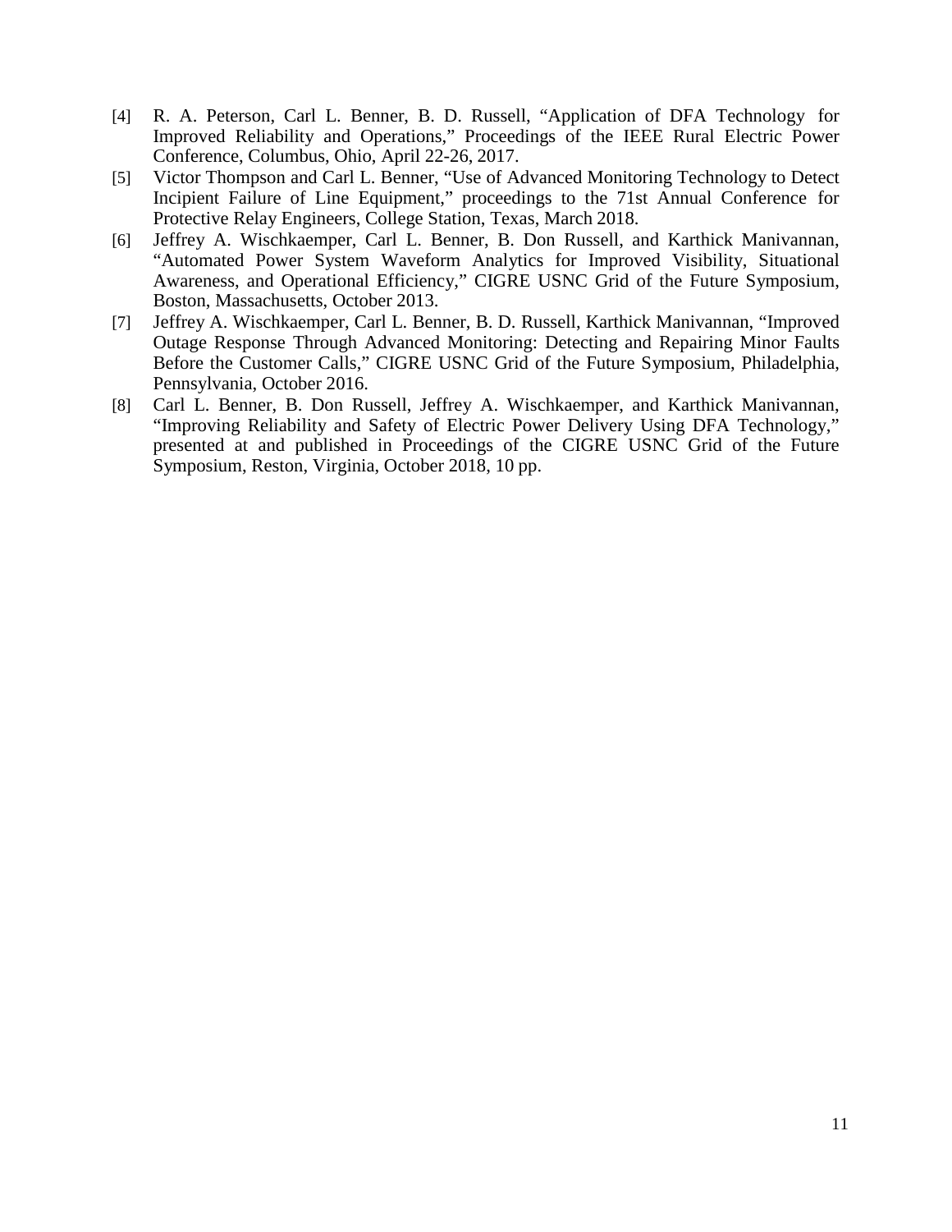[4] R. A. Peterson, Carl L. Benner, B. D. Russell, "Application of DFA Technology for Improved Reliability and Operations," Proceedings of the IEEE Rural Electric Power Conference, Columbus, Ohio, April 22-26, 2017.

[5] Victor Thompson and Carl L. Benner, "Use of Advanced Monitoring Technology to Detect Incipient Failure of Line Equipment," proceedings to the 71st Annual Conference for Protective Relay Engineers, College Station, Texas, March 2018.

[6] Jeffrey A. Wischkaemper, Carl L. Benner, B. Don Russell, and Karthick Manivannan, "Automated Power System Waveform Analytics for Improved Visibility, Situational Awareness, and Operational Efficiency," CIGRE USNC Grid of the Future Symposium, Boston, Massachusetts, October 2013.

[7] Jeffrey A. Wischkaemper, Carl L. Benner, B. D. Russell, Karthick Manivannan, "Improved Outage Response Through Advanced Monitoring: Detecting and Repairing Minor Faults Before the Customer Calls," CIGRE USNC Grid of the Future Symposium, Philadelphia, Pennsylvania, October 2016.

[8] Carl L. Benner, B. Don Russell, Jeffrey A. Wischkaemper, and Karthick Manivannan, "Improving Reliability and Safety of Electric Power Delivery Using DFA Technology," presented at and published in Proceedings of the CIGRE USNC Grid of the Future Symposium, Reston, Virginia, October 2018, 10 pp.